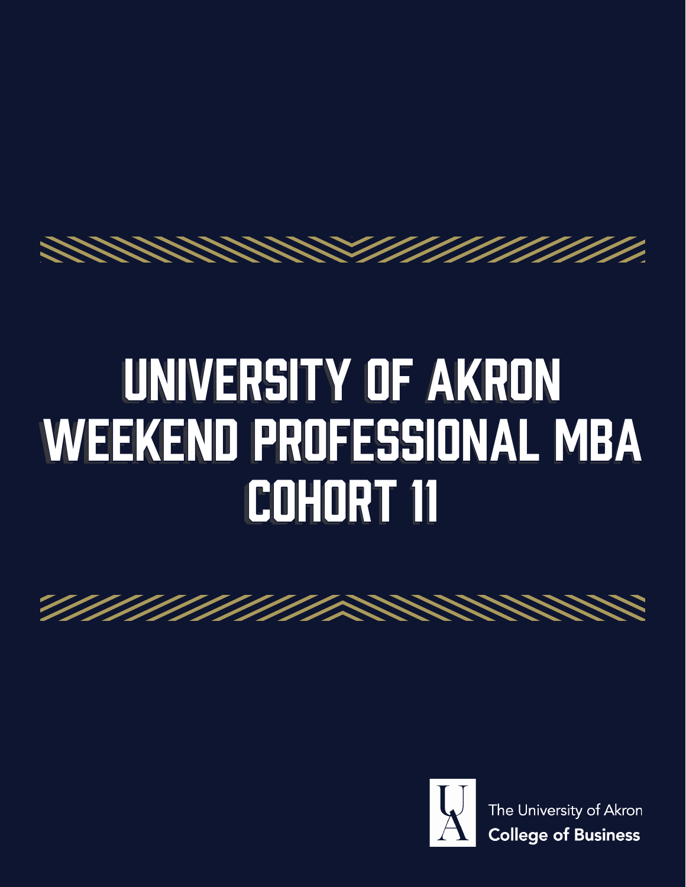# UNIVERSITY OF AKRON WEEKEND PROFESSIONAL MBA COHORT 11

The University of Akron
**College of Business**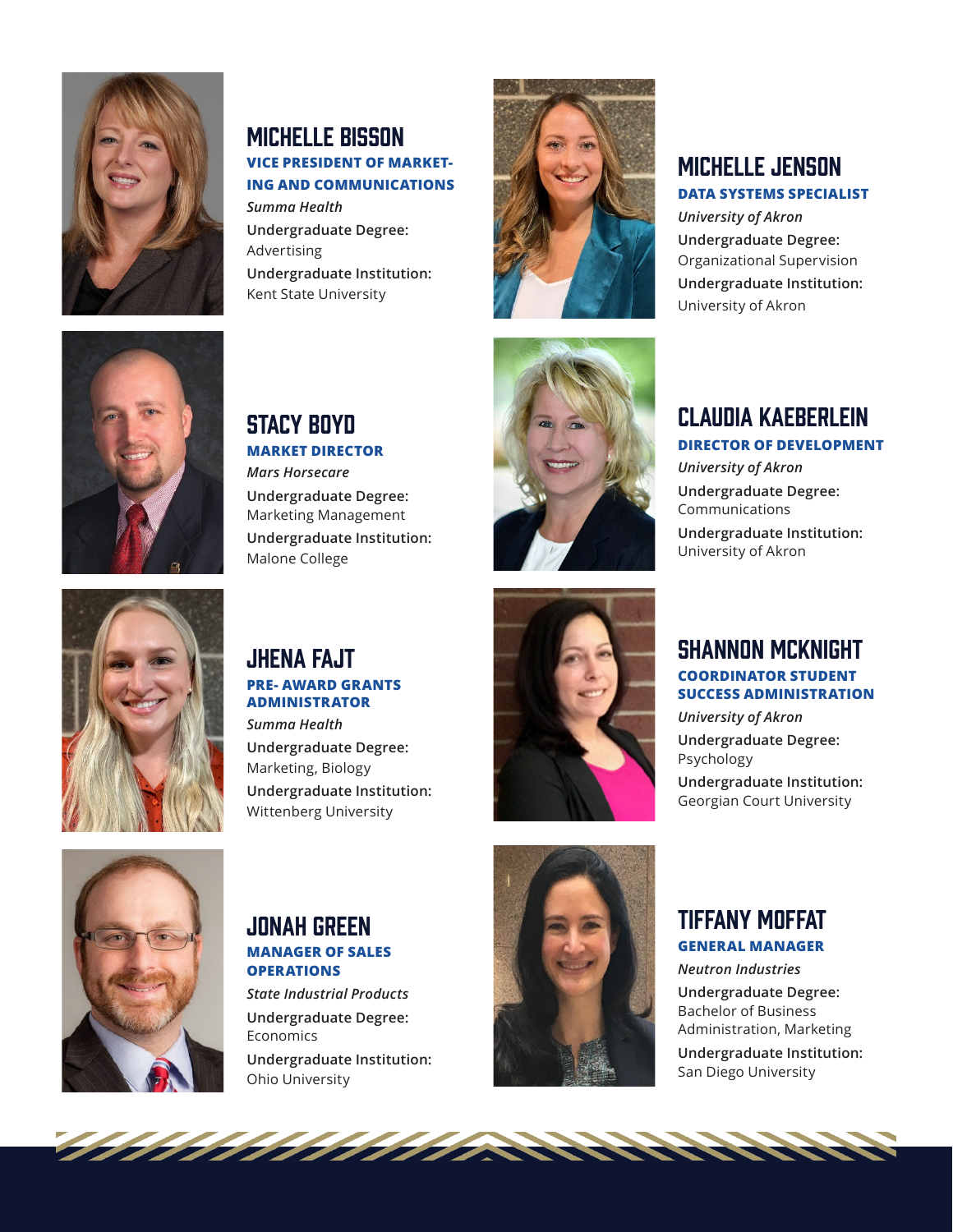## MICHELLE BISSON

**VICE PRESIDENT OF MARKETING AND COMMUNICATIONS**

*Summa Health*

**Undergraduate Degree:** Advertising

**Undergraduate Institution:** Kent State University

## STACY BOYD

**MARKET DIRECTOR**

*Mars Horsecare*

**Undergraduate Degree:** Marketing Management

**Undergraduate Institution:** Malone College

## JHENA FAJT

**PRE- AWARD GRANTS ADMINISTRATOR**

*Summa Health*

**Undergraduate Degree:** Marketing, Biology

**Undergraduate Institution:** Wittenberg University

## JONAH GREEN

**MANAGER OF SALES OPERATIONS**

*State Industrial Products*

**Undergraduate Degree:** Economics

**Undergraduate Institution:** Ohio University

## MICHELLE JENSON

**DATA SYSTEMS SPECIALIST**

*University of Akron*

**Undergraduate Degree:** Organizational Supervision

**Undergraduate Institution:** University of Akron

## CLAUDIA KAEBERLEIN

**DIRECTOR OF DEVELOPMENT**

*University of Akron*

**Undergraduate Degree:** Communications

**Undergraduate Institution:** University of Akron

## SHANNON MCKNIGHT

**COORDINATOR STUDENT SUCCESS ADMINISTRATION**

*University of Akron*

**Undergraduate Degree:** Psychology

**Undergraduate Institution:** Georgian Court University

## TIFFANY MOFFAT

**GENERAL MANAGER**

*Neutron Industries*

**Undergraduate Degree:** Bachelor of Business Administration, Marketing

**Undergraduate Institution:** San Diego University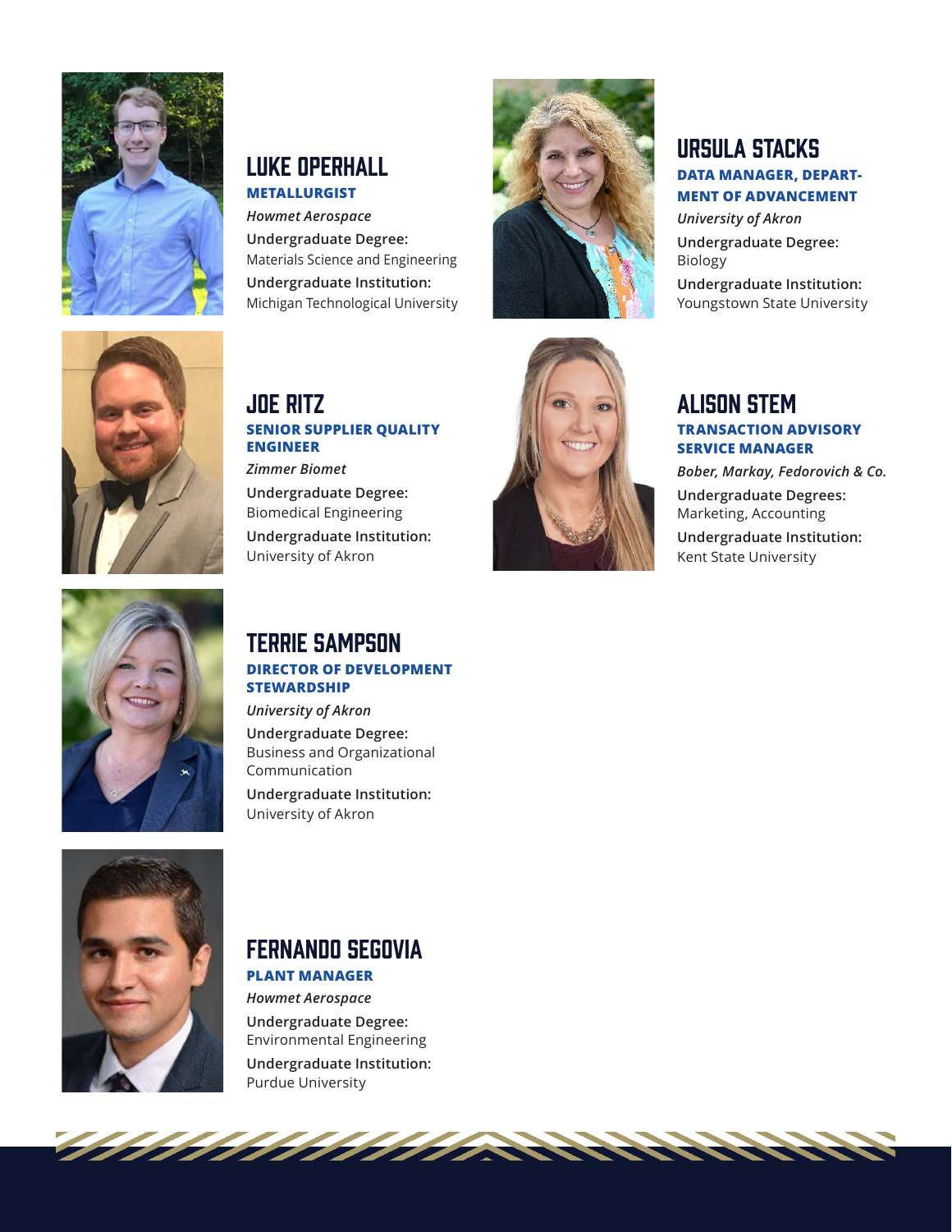## LUKE OPERHALL

**METALLURGIST**

*Howmet Aerospace*

**Undergraduate Degree:**
Materials Science and Engineering

**Undergraduate Institution:**
Michigan Technological University

## JOE RITZ

**SENIOR SUPPLIER QUALITY ENGINEER**

*Zimmer Biomet*

**Undergraduate Degree:**
Biomedical Engineering

**Undergraduate Institution:**
University of Akron

## TERRIE SAMPSON

**DIRECTOR OF DEVELOPMENT STEWARDSHIP**

*University of Akron*

**Undergraduate Degree:**
Business and Organizational Communication

**Undergraduate Institution:**
University of Akron

## FERNANDO SEGOVIA

**PLANT MANAGER**

*Howmet Aerospace*

**Undergraduate Degree:**
Environmental Engineering

**Undergraduate Institution:**
Purdue University

## URSULA STACKS

**DATA MANAGER, DEPARTMENT OF ADVANCEMENT**

*University of Akron*

**Undergraduate Degree:**
Biology

**Undergraduate Institution:**
Youngstown State University

## ALISON STEM

**TRANSACTION ADVISORY SERVICE MANAGER**

*Bober, Markay, Fedorovich & Co.*

**Undergraduate Degrees:**
Marketing, Accounting

**Undergraduate Institution:**
Kent State University